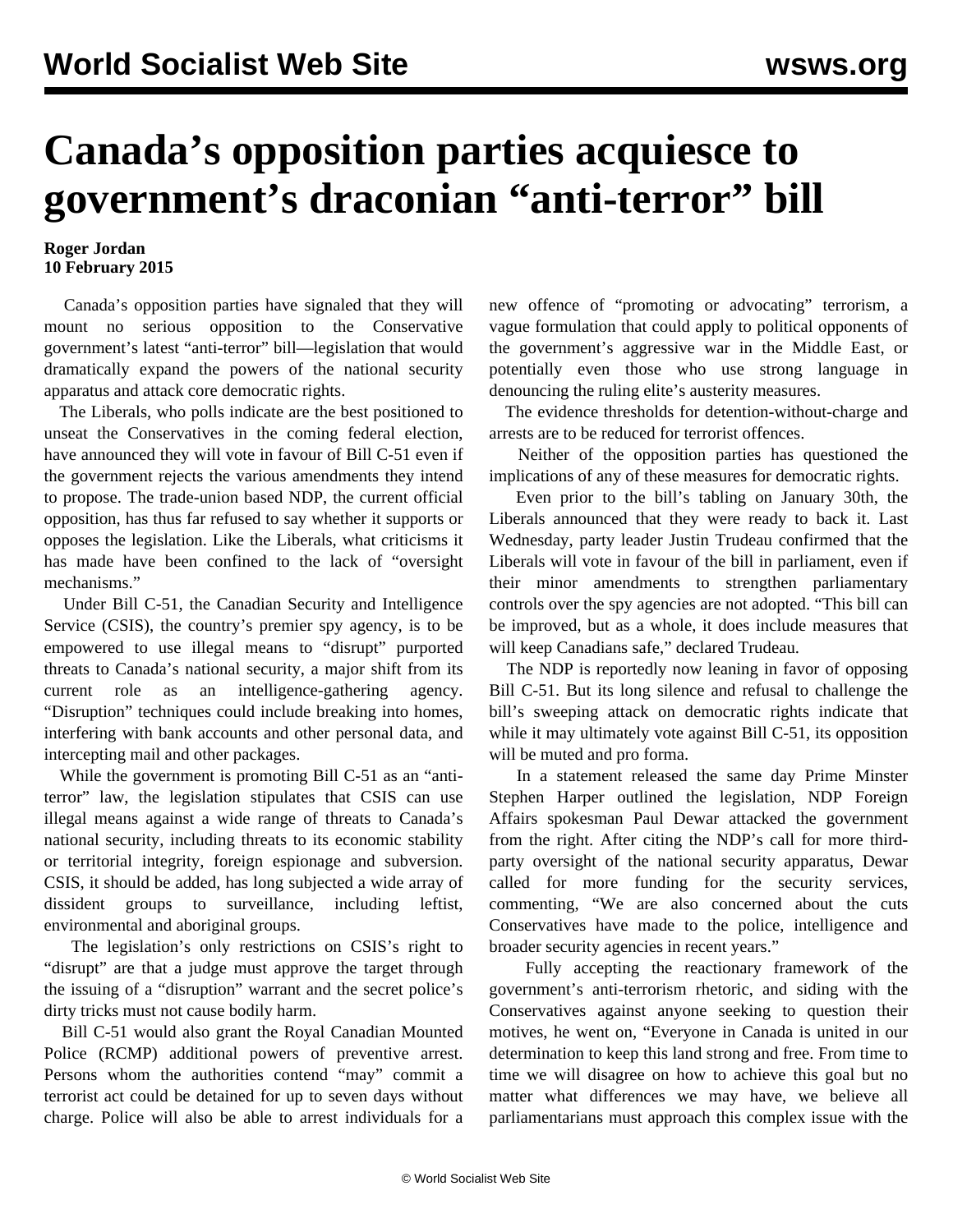# Canada's opposition parties acquiesce to government's draconian "anti-terror" bill

**Roger Jordan**
**10 February 2015**

Canada's opposition parties have signaled that they will mount no serious opposition to the Conservative government's latest "anti-terror" bill—legislation that would dramatically expand the powers of the national security apparatus and attack core democratic rights.

The Liberals, who polls indicate are the best positioned to unseat the Conservatives in the coming federal election, have announced they will vote in favour of Bill C-51 even if the government rejects the various amendments they intend to propose. The trade-union based NDP, the current official opposition, has thus far refused to say whether it supports or opposes the legislation. Like the Liberals, what criticisms it has made have been confined to the lack of "oversight mechanisms."

Under Bill C-51, the Canadian Security and Intelligence Service (CSIS), the country's premier spy agency, is to be empowered to use illegal means to "disrupt" purported threats to Canada's national security, a major shift from its current role as an intelligence-gathering agency. "Disruption" techniques could include breaking into homes, interfering with bank accounts and other personal data, and intercepting mail and other packages.

While the government is promoting Bill C-51 as an "anti-terror" law, the legislation stipulates that CSIS can use illegal means against a wide range of threats to Canada's national security, including threats to its economic stability or territorial integrity, foreign espionage and subversion. CSIS, it should be added, has long subjected a wide array of dissident groups to surveillance, including leftist, environmental and aboriginal groups.

The legislation's only restrictions on CSIS's right to "disrupt" are that a judge must approve the target through the issuing of a "disruption" warrant and the secret police's dirty tricks must not cause bodily harm.

Bill C-51 would also grant the Royal Canadian Mounted Police (RCMP) additional powers of preventive arrest. Persons whom the authorities contend "may" commit a terrorist act could be detained for up to seven days without charge. Police will also be able to arrest individuals for a new offence of "promoting or advocating" terrorism, a vague formulation that could apply to political opponents of the government's aggressive war in the Middle East, or potentially even those who use strong language in denouncing the ruling elite's austerity measures.

The evidence thresholds for detention-without-charge and arrests are to be reduced for terrorist offences.

Neither of the opposition parties has questioned the implications of any of these measures for democratic rights.

Even prior to the bill's tabling on January 30th, the Liberals announced that they were ready to back it. Last Wednesday, party leader Justin Trudeau confirmed that the Liberals will vote in favour of the bill in parliament, even if their minor amendments to strengthen parliamentary controls over the spy agencies are not adopted. "This bill can be improved, but as a whole, it does include measures that will keep Canadians safe," declared Trudeau.

The NDP is reportedly now leaning in favor of opposing Bill C-51. But its long silence and refusal to challenge the bill's sweeping attack on democratic rights indicate that while it may ultimately vote against Bill C-51, its opposition will be muted and pro forma.

In a statement released the same day Prime Minster Stephen Harper outlined the legislation, NDP Foreign Affairs spokesman Paul Dewar attacked the government from the right. After citing the NDP's call for more third-party oversight of the national security apparatus, Dewar called for more funding for the security services, commenting, "We are also concerned about the cuts Conservatives have made to the police, intelligence and broader security agencies in recent years."

Fully accepting the reactionary framework of the government's anti-terrorism rhetoric, and siding with the Conservatives against anyone seeking to question their motives, he went on, "Everyone in Canada is united in our determination to keep this land strong and free. From time to time we will disagree on how to achieve this goal but no matter what differences we may have, we believe all parliamentarians must approach this complex issue with the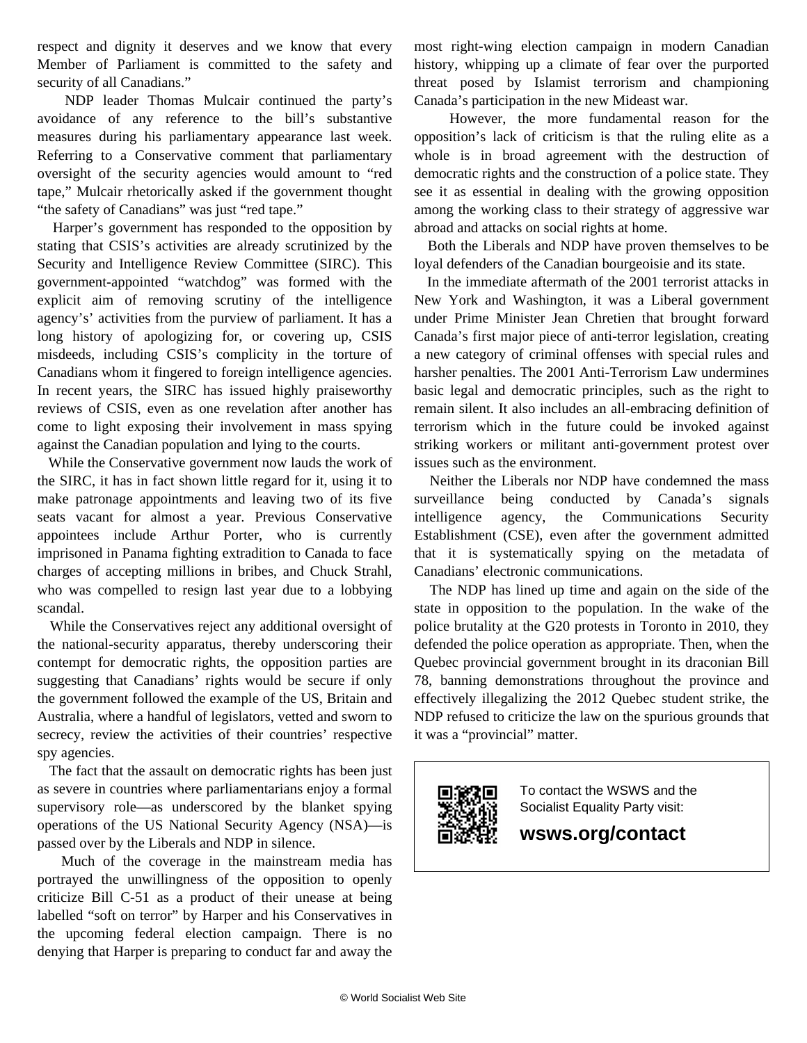respect and dignity it deserves and we know that every Member of Parliament is committed to the safety and security of all Canadians."

NDP leader Thomas Mulcair continued the party's avoidance of any reference to the bill's substantive measures during his parliamentary appearance last week. Referring to a Conservative comment that parliamentary oversight of the security agencies would amount to "red tape," Mulcair rhetorically asked if the government thought "the safety of Canadians" was just "red tape."

Harper's government has responded to the opposition by stating that CSIS's activities are already scrutinized by the Security and Intelligence Review Committee (SIRC). This government-appointed "watchdog" was formed with the explicit aim of removing scrutiny of the intelligence agency's' activities from the purview of parliament. It has a long history of apologizing for, or covering up, CSIS misdeeds, including CSIS's complicity in the torture of Canadians whom it fingered to foreign intelligence agencies. In recent years, the SIRC has issued highly praiseworthy reviews of CSIS, even as one revelation after another has come to light exposing their involvement in mass spying against the Canadian population and lying to the courts.

While the Conservative government now lauds the work of the SIRC, it has in fact shown little regard for it, using it to make patronage appointments and leaving two of its five seats vacant for almost a year. Previous Conservative appointees include Arthur Porter, who is currently imprisoned in Panama fighting extradition to Canada to face charges of accepting millions in bribes, and Chuck Strahl, who was compelled to resign last year due to a lobbying scandal.

While the Conservatives reject any additional oversight of the national-security apparatus, thereby underscoring their contempt for democratic rights, the opposition parties are suggesting that Canadians' rights would be secure if only the government followed the example of the US, Britain and Australia, where a handful of legislators, vetted and sworn to secrecy, review the activities of their countries' respective spy agencies.

The fact that the assault on democratic rights has been just as severe in countries where parliamentarians enjoy a formal supervisory role—as underscored by the blanket spying operations of the US National Security Agency (NSA)—is passed over by the Liberals and NDP in silence.

Much of the coverage in the mainstream media has portrayed the unwillingness of the opposition to openly criticize Bill C-51 as a product of their unease at being labelled "soft on terror" by Harper and his Conservatives in the upcoming federal election campaign. There is no denying that Harper is preparing to conduct far and away the most right-wing election campaign in modern Canadian history, whipping up a climate of fear over the purported threat posed by Islamist terrorism and championing Canada's participation in the new Mideast war.

However, the more fundamental reason for the opposition's lack of criticism is that the ruling elite as a whole is in broad agreement with the destruction of democratic rights and the construction of a police state. They see it as essential in dealing with the growing opposition among the working class to their strategy of aggressive war abroad and attacks on social rights at home.

Both the Liberals and NDP have proven themselves to be loyal defenders of the Canadian bourgeoisie and its state.

In the immediate aftermath of the 2001 terrorist attacks in New York and Washington, it was a Liberal government under Prime Minister Jean Chretien that brought forward Canada's first major piece of anti-terror legislation, creating a new category of criminal offenses with special rules and harsher penalties. The 2001 Anti-Terrorism Law undermines basic legal and democratic principles, such as the right to remain silent. It also includes an all-embracing definition of terrorism which in the future could be invoked against striking workers or militant anti-government protest over issues such as the environment.

Neither the Liberals nor NDP have condemned the mass surveillance being conducted by Canada's signals intelligence agency, the Communications Security Establishment (CSE), even after the government admitted that it is systematically spying on the metadata of Canadians' electronic communications.

The NDP has lined up time and again on the side of the state in opposition to the population. In the wake of the police brutality at the G20 protests in Toronto in 2010, they defended the police operation as appropriate. Then, when the Quebec provincial government brought in its draconian Bill 78, banning demonstrations throughout the province and effectively illegalizing the 2012 Quebec student strike, the NDP refused to criticize the law on the spurious grounds that it was a "provincial" matter.

To contact the WSWS and the Socialist Equality Party visit:

**wsws.org/contact**